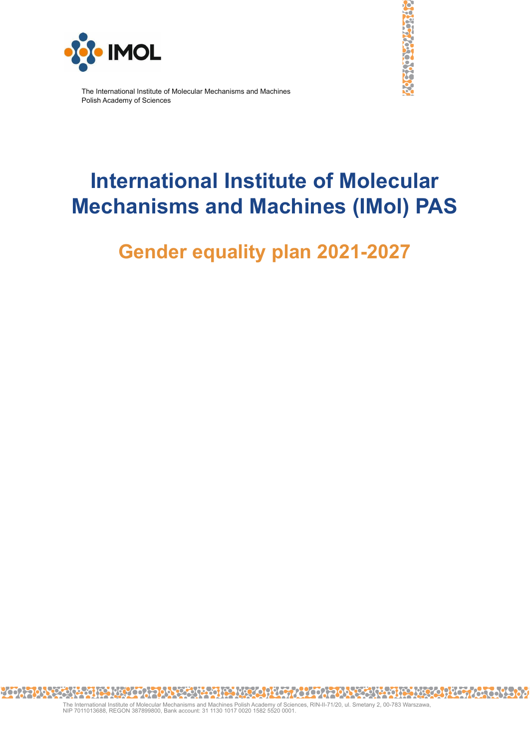IMOL

The International Institute of Molecular Mechanisms and Machines
Polish Academy of Sciences

# International Institute of Molecular Mechanisms and Machines (IMol) PAS

## Gender equality plan 2021-2027

The International Institute of Molecular Mechanisms and Machines Polish Academy of Sciences, RIN-II-71/20, ul. Smetany 2, 00-783 Warszawa,
NIP 7011013688, REGON 387899800, Bank account: 31 1130 1017 0020 1582 5520 0001.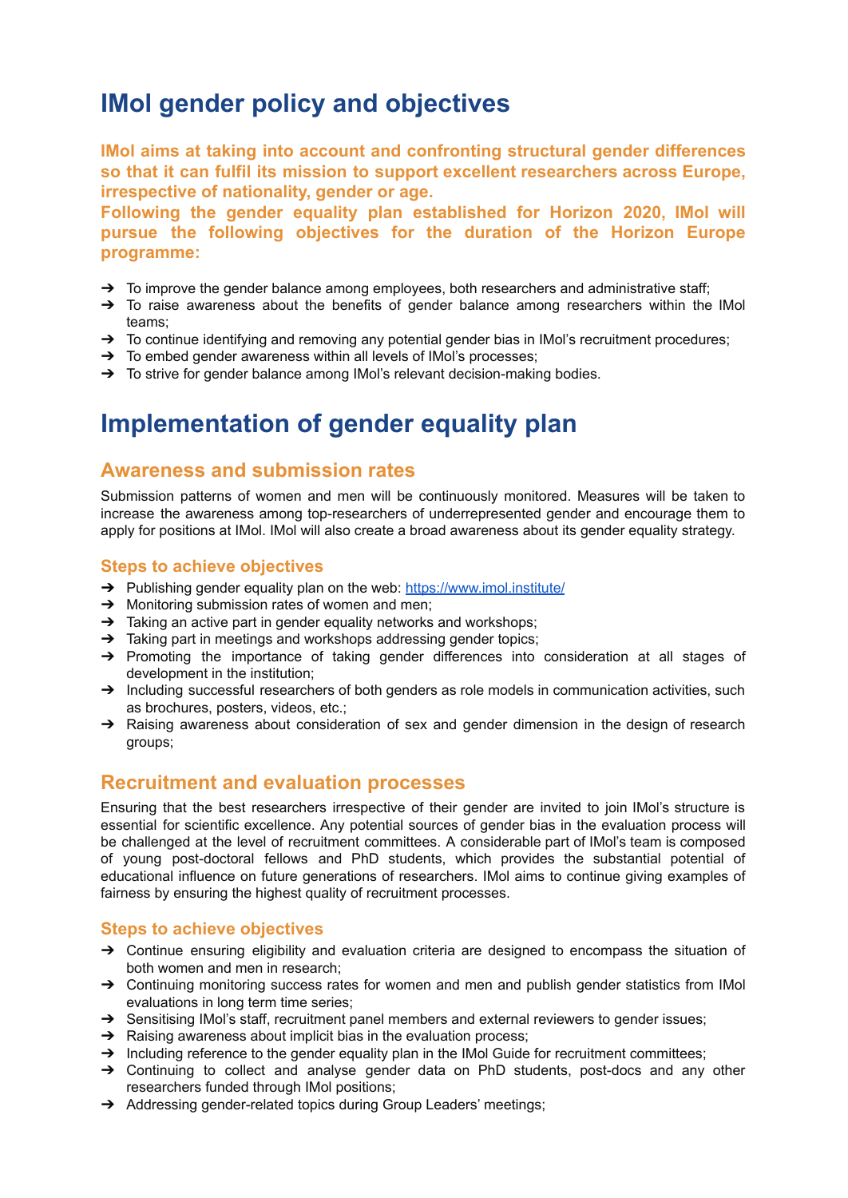# IMol gender policy and objectives

**IMol aims at taking into account and confronting structural gender differences so that it can fulfil its mission to support excellent researchers across Europe, irrespective of nationality, gender or age.**

**Following the gender equality plan established for Horizon 2020, IMol will pursue the following objectives for the duration of the Horizon Europe programme:**

- ➔ To improve the gender balance among employees, both researchers and administrative staff;
- ➔ To raise awareness about the benefits of gender balance among researchers within the IMol teams;
- ➔ To continue identifying and removing any potential gender bias in IMol's recruitment procedures;
- ➔ To embed gender awareness within all levels of IMol's processes;
- ➔ To strive for gender balance among IMol's relevant decision-making bodies.

# Implementation of gender equality plan

## Awareness and submission rates

Submission patterns of women and men will be continuously monitored. Measures will be taken to increase the awareness among top-researchers of underrepresented gender and encourage them to apply for positions at IMol. IMol will also create a broad awareness about its gender equality strategy.

### Steps to achieve objectives

- ➔ Publishing gender equality plan on the web: [https://www.imol.institute/](https://www.imol.institute/)
- ➔ Monitoring submission rates of women and men;
- ➔ Taking an active part in gender equality networks and workshops;
- ➔ Taking part in meetings and workshops addressing gender topics;
- ➔ Promoting the importance of taking gender differences into consideration at all stages of development in the institution;
- ➔ Including successful researchers of both genders as role models in communication activities, such as brochures, posters, videos, etc.;
- ➔ Raising awareness about consideration of sex and gender dimension in the design of research groups;

## Recruitment and evaluation processes

Ensuring that the best researchers irrespective of their gender are invited to join IMol's structure is essential for scientific excellence. Any potential sources of gender bias in the evaluation process will be challenged at the level of recruitment committees. A considerable part of IMol's team is composed of young post-doctoral fellows and PhD students, which provides the substantial potential of educational influence on future generations of researchers. IMol aims to continue giving examples of fairness by ensuring the highest quality of recruitment processes.

### Steps to achieve objectives

- ➔ Continue ensuring eligibility and evaluation criteria are designed to encompass the situation of both women and men in research;
- ➔ Continuing monitoring success rates for women and men and publish gender statistics from IMol evaluations in long term time series;
- ➔ Sensitising IMol's staff, recruitment panel members and external reviewers to gender issues;
- ➔ Raising awareness about implicit bias in the evaluation process;
- ➔ Including reference to the gender equality plan in the IMol Guide for recruitment committees;
- ➔ Continuing to collect and analyse gender data on PhD students, post-docs and any other researchers funded through IMol positions;
- ➔ Addressing gender-related topics during Group Leaders' meetings;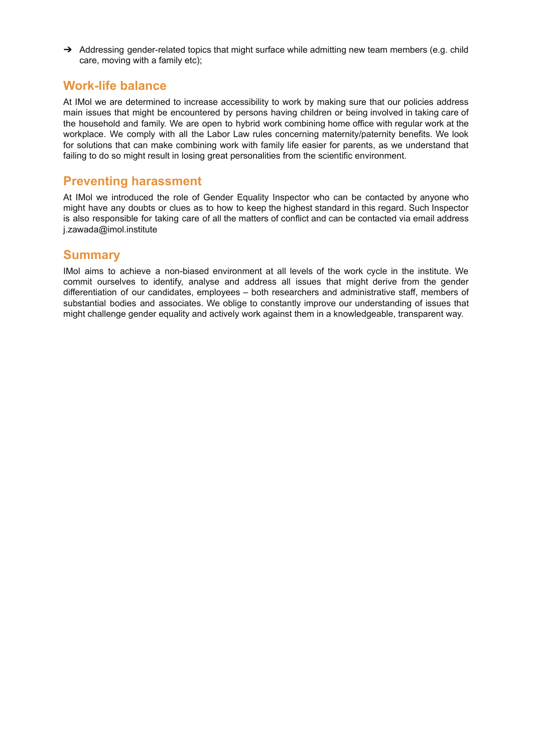➔ Addressing gender-related topics that might surface while admitting new team members (e.g. child care, moving with a family etc);

## Work-life balance

At IMol we are determined to increase accessibility to work by making sure that our policies address main issues that might be encountered by persons having children or being involved in taking care of the household and family. We are open to hybrid work combining home office with regular work at the workplace. We comply with all the Labor Law rules concerning maternity/paternity benefits. We look for solutions that can make combining work with family life easier for parents, as we understand that failing to do so might result in losing great personalities from the scientific environment.

## Preventing harassment

At IMol we introduced the role of Gender Equality Inspector who can be contacted by anyone who might have any doubts or clues as to how to keep the highest standard in this regard. Such Inspector is also responsible for taking care of all the matters of conflict and can be contacted via email address j.zawada@imol.institute

## Summary

IMol aims to achieve a non-biased environment at all levels of the work cycle in the institute. We commit ourselves to identify, analyse and address all issues that might derive from the gender differentiation of our candidates, employees – both researchers and administrative staff, members of substantial bodies and associates. We oblige to constantly improve our understanding of issues that might challenge gender equality and actively work against them in a knowledgeable, transparent way.